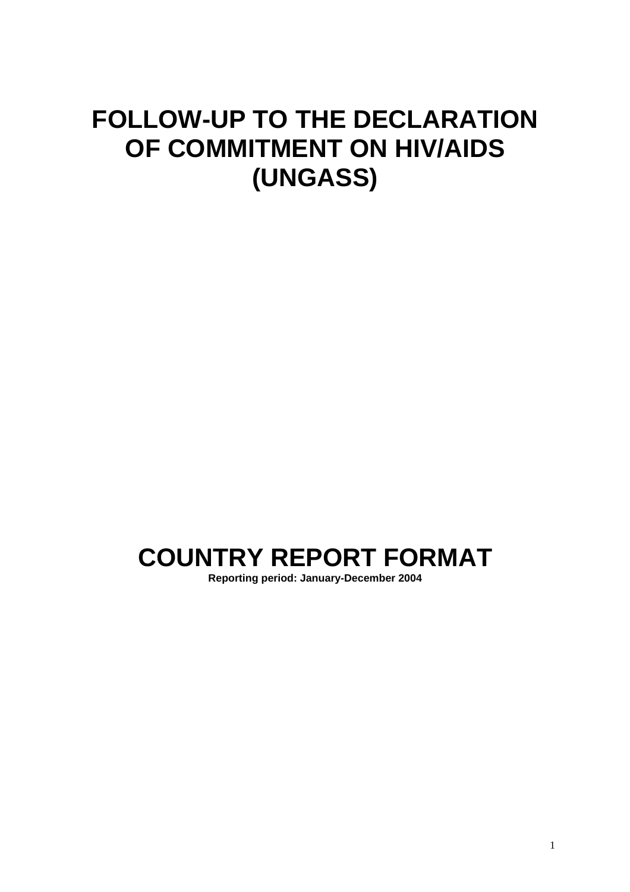# FOLLOW-UP TO THE DECLARATION OF COMMITMENT ON HIV/AIDS (UNGASS)

# COUNTRY REPORT FORMAT

**Reporting period: January-December 2004**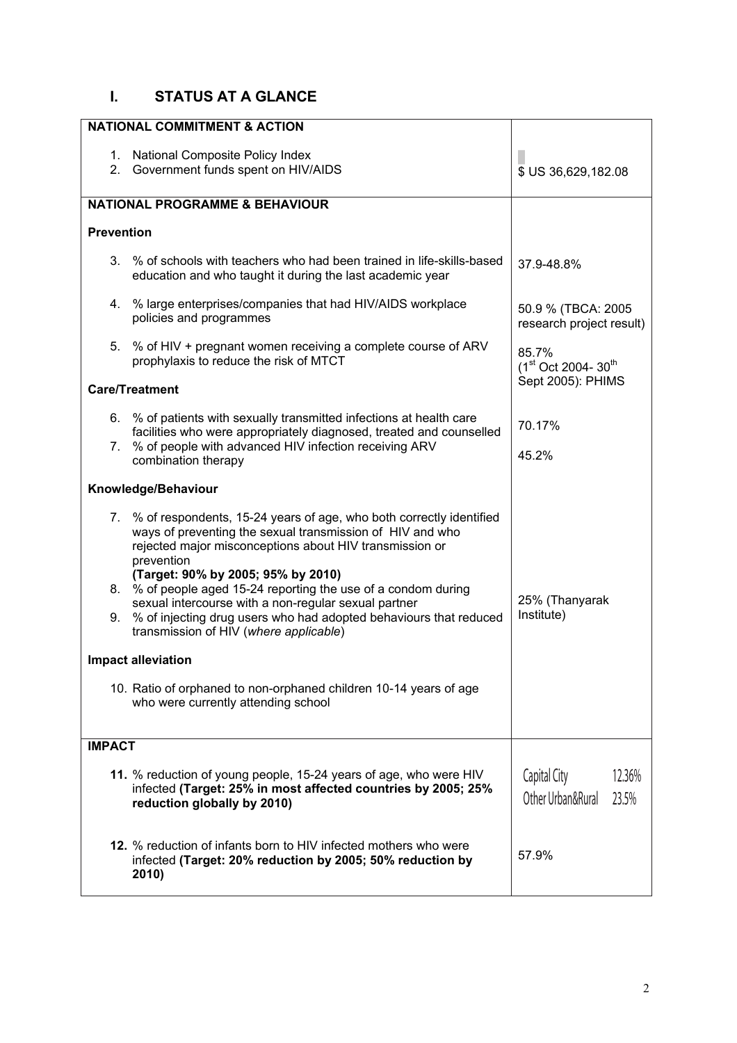## I. STATUS AT A GLANCE

| NATIONAL COMMITMENT & ACTION | |
|---|---|
| 1. National Composite Policy Index<br>2. Government funds spent on HIV/AIDS | $ US 36,629,182.08 |
| **NATIONAL PROGRAMME & BEHAVIOUR** | |
| **Prevention** | |
| 3. % of schools with teachers who had been trained in life-skills-based education and who taught it during the last academic year | 37.9-48.8% |
| 4. % large enterprises/companies that had HIV/AIDS workplace policies and programmes | 50.9 % (TBCA: 2005 research project result) |
| 5. % of HIV + pregnant women receiving a complete course of ARV prophylaxis to reduce the risk of MTCT | 85.7% (1st Oct 2004- 30th Sept 2005): PHIMS |
| **Care/Treatment** | |
| 6. % of patients with sexually transmitted infections at health care facilities who were appropriately diagnosed, treated and counselled | 70.17% |
| 7. % of people with advanced HIV infection receiving ARV combination therapy | 45.2% |
| **Knowledge/Behaviour** | |
| 7. % of respondents, 15-24 years of age, who both correctly identified ways of preventing the sexual transmission of HIV and who rejected major misconceptions about HIV transmission or prevention **(Target: 90% by 2005; 95% by 2010)** | |
| 8. % of people aged 15-24 reporting the use of a condom during sexual intercourse with a non-regular sexual partner | 25% (Thanyarak Institute) |
| 9. % of injecting drug users who had adopted behaviours that reduced transmission of HIV (*where applicable*) | |
| **Impact alleviation** | |
| 10. Ratio of orphaned to non-orphaned children 10-14 years of age who were currently attending school | |
| **IMPACT** | |
| **11.** % reduction of young people, 15-24 years of age, who were HIV infected **(Target: 25% in most affected countries by 2005; 25% reduction globally by 2010)** | Capital City 12.36%<br>Other Urban&Rural 23.5% |
| **12.** % reduction of infants born to HIV infected mothers who were infected **(Target: 20% reduction by 2005; 50% reduction by 2010)** | 57.9% |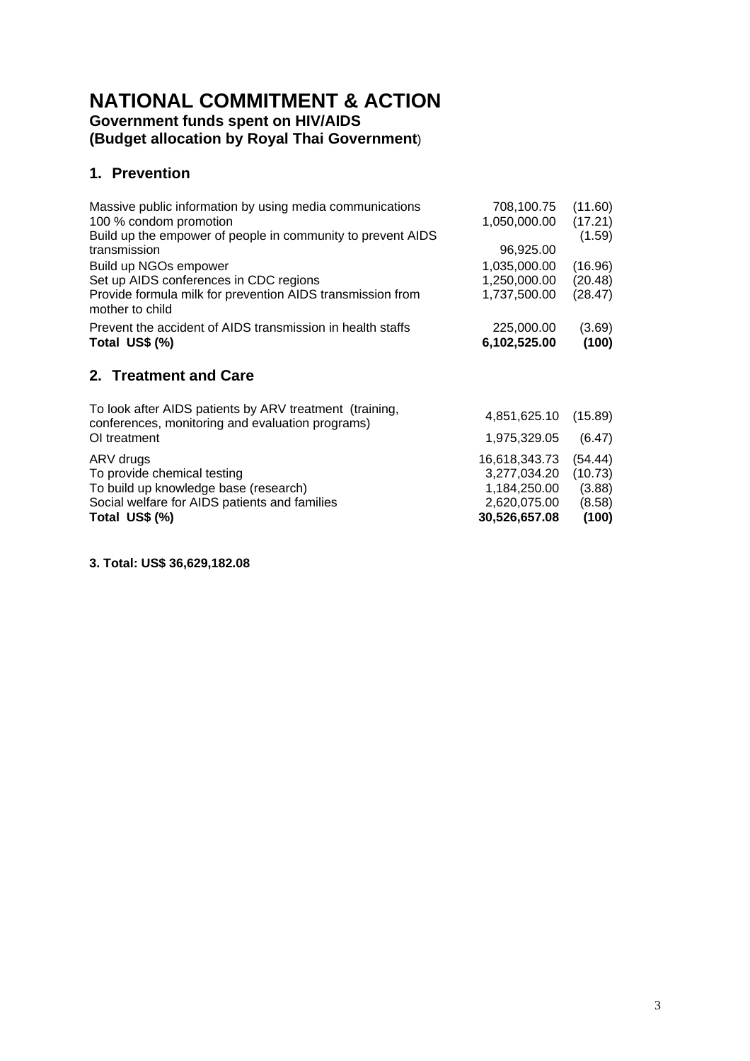# NATIONAL COMMITMENT & ACTION

**Government funds spent on HIV/AIDS**
**(Budget allocation by Royal Thai Government)**

## 1. Prevention

| | | |
|---|---|---|
| Massive public information by using media communications | 708,100.75 | (11.60) |
| 100 % condom promotion | 1,050,000.00 | (17.21) |
| Build up the empower of people in community to prevent AIDS transmission | 96,925.00 | (1.59) |
| Build up NGOs empower | 1,035,000.00 | (16.96) |
| Set up AIDS conferences in CDC regions | 1,250,000.00 | (20.48) |
| Provide formula milk for prevention AIDS transmission from mother to child | 1,737,500.00 | (28.47) |
| Prevent the accident of AIDS transmission in health staffs | 225,000.00 | (3.69) |
| **Total US$ (%)** | **6,102,525.00** | **(100)** |

## 2. Treatment and Care

| | | |
|---|---|---|
| To look after AIDS patients by ARV treatment (training, conferences, monitoring and evaluation programs) | 4,851,625.10 | (15.89) |
| OI treatment | 1,975,329.05 | (6.47) |
| ARV drugs | 16,618,343.73 | (54.44) |
| To provide chemical testing | 3,277,034.20 | (10.73) |
| To build up knowledge base (research) | 1,184,250.00 | (3.88) |
| Social welfare for AIDS patients and families | 2,620,075.00 | (8.58) |
| **Total US$ (%)** | **30,526,657.08** | **(100)** |

**3. Total: US$ 36,629,182.08**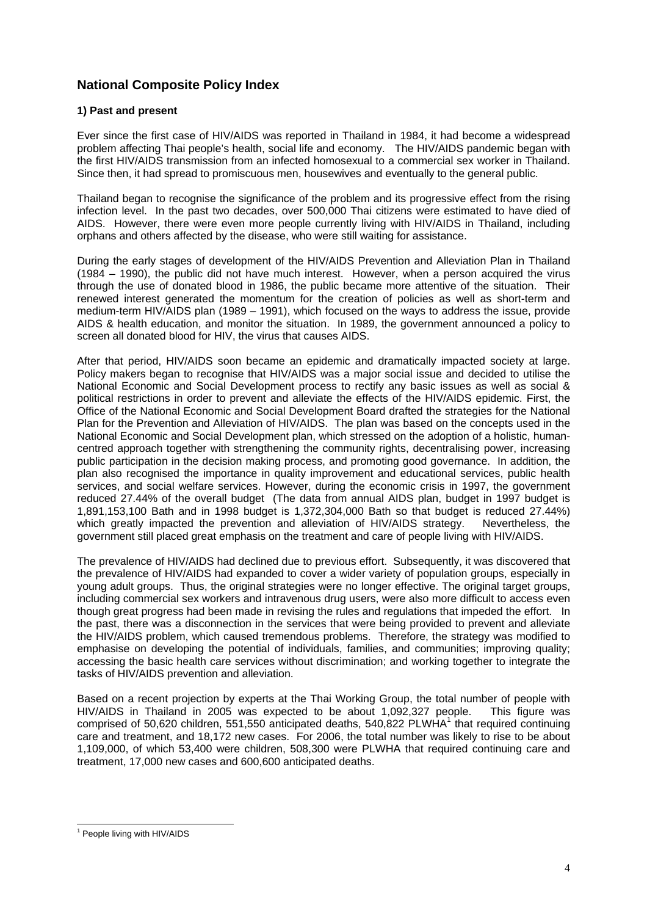## National Composite Policy Index

### 1) Past and present

Ever since the first case of HIV/AIDS was reported in Thailand in 1984, it had become a widespread problem affecting Thai people's health, social life and economy. The HIV/AIDS pandemic began with the first HIV/AIDS transmission from an infected homosexual to a commercial sex worker in Thailand. Since then, it had spread to promiscuous men, housewives and eventually to the general public.

Thailand began to recognise the significance of the problem and its progressive effect from the rising infection level. In the past two decades, over 500,000 Thai citizens were estimated to have died of AIDS. However, there were even more people currently living with HIV/AIDS in Thailand, including orphans and others affected by the disease, who were still waiting for assistance.

During the early stages of development of the HIV/AIDS Prevention and Alleviation Plan in Thailand (1984 – 1990), the public did not have much interest. However, when a person acquired the virus through the use of donated blood in 1986, the public became more attentive of the situation. Their renewed interest generated the momentum for the creation of policies as well as short-term and medium-term HIV/AIDS plan (1989 – 1991), which focused on the ways to address the issue, provide AIDS & health education, and monitor the situation. In 1989, the government announced a policy to screen all donated blood for HIV, the virus that causes AIDS.

After that period, HIV/AIDS soon became an epidemic and dramatically impacted society at large. Policy makers began to recognise that HIV/AIDS was a major social issue and decided to utilise the National Economic and Social Development process to rectify any basic issues as well as social & political restrictions in order to prevent and alleviate the effects of the HIV/AIDS epidemic. First, the Office of the National Economic and Social Development Board drafted the strategies for the National Plan for the Prevention and Alleviation of HIV/AIDS. The plan was based on the concepts used in the National Economic and Social Development plan, which stressed on the adoption of a holistic, human-centred approach together with strengthening the community rights, decentralising power, increasing public participation in the decision making process, and promoting good governance. In addition, the plan also recognised the importance in quality improvement and educational services, public health services, and social welfare services. However, during the economic crisis in 1997, the government reduced 27.44% of the overall budget (The data from annual AIDS plan, budget in 1997 budget is 1,891,153,100 Bath and in 1998 budget is 1,372,304,000 Bath so that budget is reduced 27.44%) which greatly impacted the prevention and alleviation of HIV/AIDS strategy. Nevertheless, the government still placed great emphasis on the treatment and care of people living with HIV/AIDS.

The prevalence of HIV/AIDS had declined due to previous effort. Subsequently, it was discovered that the prevalence of HIV/AIDS had expanded to cover a wider variety of population groups, especially in young adult groups. Thus, the original strategies were no longer effective. The original target groups, including commercial sex workers and intravenous drug users, were also more difficult to access even though great progress had been made in revising the rules and regulations that impeded the effort. In the past, there was a disconnection in the services that were being provided to prevent and alleviate the HIV/AIDS problem, which caused tremendous problems. Therefore, the strategy was modified to emphasise on developing the potential of individuals, families, and communities; improving quality; accessing the basic health care services without discrimination; and working together to integrate the tasks of HIV/AIDS prevention and alleviation.

Based on a recent projection by experts at the Thai Working Group, the total number of people with HIV/AIDS in Thailand in 2005 was expected to be about 1,092,327 people. This figure was comprised of 50,620 children, 551,550 anticipated deaths, 540,822 PLWHA[1] that required continuing care and treatment, and 18,172 new cases. For 2006, the total number was likely to rise to be about 1,109,000, of which 53,400 were children, 508,300 were PLWHA that required continuing care and treatment, 17,000 new cases and 600,600 anticipated deaths.

[1] People living with HIV/AIDS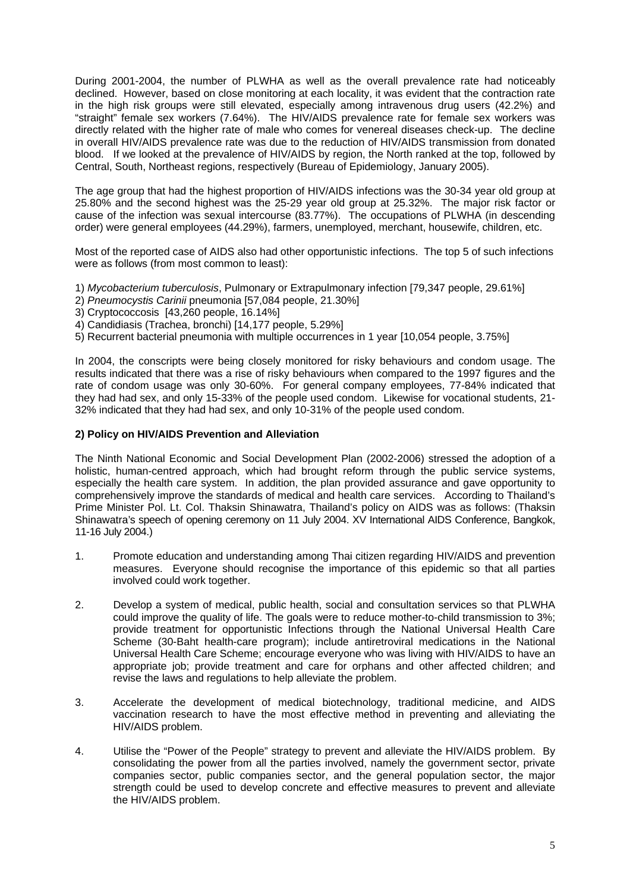During 2001-2004, the number of PLWHA as well as the overall prevalence rate had noticeably declined. However, based on close monitoring at each locality, it was evident that the contraction rate in the high risk groups were still elevated, especially among intravenous drug users (42.2%) and "straight" female sex workers (7.64%). The HIV/AIDS prevalence rate for female sex workers was directly related with the higher rate of male who comes for venereal diseases check-up. The decline in overall HIV/AIDS prevalence rate was due to the reduction of HIV/AIDS transmission from donated blood. If we looked at the prevalence of HIV/AIDS by region, the North ranked at the top, followed by Central, South, Northeast regions, respectively (Bureau of Epidemiology, January 2005).

The age group that had the highest proportion of HIV/AIDS infections was the 30-34 year old group at 25.80% and the second highest was the 25-29 year old group at 25.32%. The major risk factor or cause of the infection was sexual intercourse (83.77%). The occupations of PLWHA (in descending order) were general employees (44.29%), farmers, unemployed, merchant, housewife, children, etc.

Most of the reported case of AIDS also had other opportunistic infections. The top 5 of such infections were as follows (from most common to least):

1) *Mycobacterium tuberculosis*, Pulmonary or Extrapulmonary infection [79,347 people, 29.61%]
2) *Pneumocystis Carinii* pneumonia [57,084 people, 21.30%]
3) Cryptococcosis [43,260 people, 16.14%]
4) Candidiasis (Trachea, bronchi) [14,177 people, 5.29%]
5) Recurrent bacterial pneumonia with multiple occurrences in 1 year [10,054 people, 3.75%]

In 2004, the conscripts were being closely monitored for risky behaviours and condom usage. The results indicated that there was a rise of risky behaviours when compared to the 1997 figures and the rate of condom usage was only 30-60%. For general company employees, 77-84% indicated that they had had sex, and only 15-33% of the people used condom. Likewise for vocational students, 21-32% indicated that they had had sex, and only 10-31% of the people used condom.

### 2) Policy on HIV/AIDS Prevention and Alleviation

The Ninth National Economic and Social Development Plan (2002-2006) stressed the adoption of a holistic, human-centred approach, which had brought reform through the public service systems, especially the health care system. In addition, the plan provided assurance and gave opportunity to comprehensively improve the standards of medical and health care services. According to Thailand's Prime Minister Pol. Lt. Col. Thaksin Shinawatra, Thailand's policy on AIDS was as follows: (Thaksin Shinawatra's speech of opening ceremony on 11 July 2004. XV International AIDS Conference, Bangkok, 11-16 July 2004.)

1. Promote education and understanding among Thai citizen regarding HIV/AIDS and prevention measures. Everyone should recognise the importance of this epidemic so that all parties involved could work together.

2. Develop a system of medical, public health, social and consultation services so that PLWHA could improve the quality of life. The goals were to reduce mother-to-child transmission to 3%; provide treatment for opportunistic Infections through the National Universal Health Care Scheme (30-Baht health-care program); include antiretroviral medications in the National Universal Health Care Scheme; encourage everyone who was living with HIV/AIDS to have an appropriate job; provide treatment and care for orphans and other affected children; and revise the laws and regulations to help alleviate the problem.

3. Accelerate the development of medical biotechnology, traditional medicine, and AIDS vaccination research to have the most effective method in preventing and alleviating the HIV/AIDS problem.

4. Utilise the "Power of the People" strategy to prevent and alleviate the HIV/AIDS problem. By consolidating the power from all the parties involved, namely the government sector, private companies sector, public companies sector, and the general population sector, the major strength could be used to develop concrete and effective measures to prevent and alleviate the HIV/AIDS problem.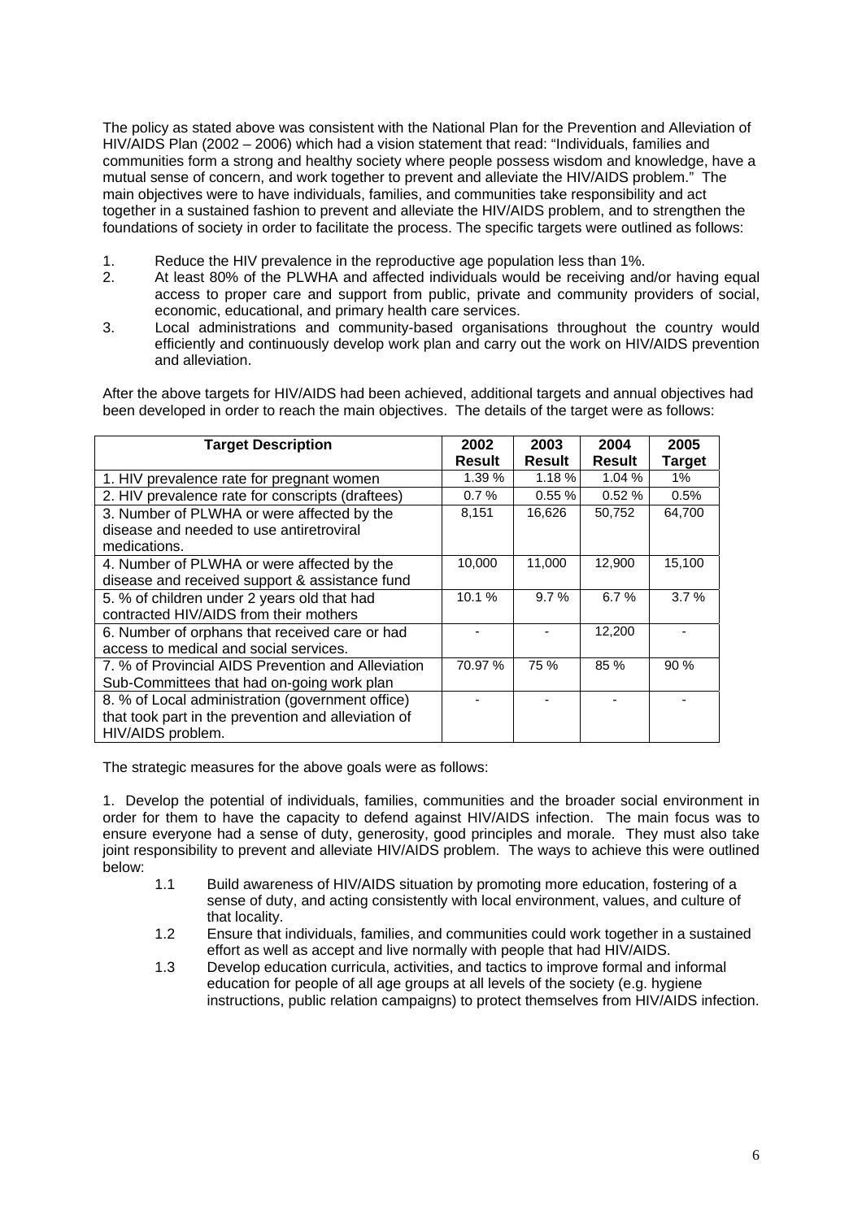The policy as stated above was consistent with the National Plan for the Prevention and Alleviation of HIV/AIDS Plan (2002 – 2006) which had a vision statement that read: "Individuals, families and communities form a strong and healthy society where people possess wisdom and knowledge, have a mutual sense of concern, and work together to prevent and alleviate the HIV/AIDS problem." The main objectives were to have individuals, families, and communities take responsibility and act together in a sustained fashion to prevent and alleviate the HIV/AIDS problem, and to strengthen the foundations of society in order to facilitate the process. The specific targets were outlined as follows:

1. Reduce the HIV prevalence in the reproductive age population less than 1%.
2. At least 80% of the PLWHA and affected individuals would be receiving and/or having equal access to proper care and support from public, private and community providers of social, economic, educational, and primary health care services.
3. Local administrations and community-based organisations throughout the country would efficiently and continuously develop work plan and carry out the work on HIV/AIDS prevention and alleviation.

After the above targets for HIV/AIDS had been achieved, additional targets and annual objectives had been developed in order to reach the main objectives. The details of the target were as follows:

| Target Description | 2002 Result | 2003 Result | 2004 Result | 2005 Target |
|---|---|---|---|---|
| 1. HIV prevalence rate for pregnant women | 1.39 % | 1.18 % | 1.04 % | 1% |
| 2. HIV prevalence rate for conscripts (draftees) | 0.7 % | 0.55 % | 0.52 % | 0.5% |
| 3. Number of PLWHA or were affected by the disease and needed to use antiretroviral medications. | 8,151 | 16,626 | 50,752 | 64,700 |
| 4. Number of PLWHA or were affected by the disease and received support & assistance fund | 10,000 | 11,000 | 12,900 | 15,100 |
| 5. % of children under 2 years old that had contracted HIV/AIDS from their mothers | 10.1 % | 9.7 % | 6.7 % | 3.7 % |
| 6. Number of orphans that received care or had access to medical and social services. | - | - | 12,200 | - |
| 7. % of Provincial AIDS Prevention and Alleviation Sub-Committees that had on-going work plan | 70.97 % | 75 % | 85 % | 90 % |
| 8. % of Local administration (government office) that took part in the prevention and alleviation of HIV/AIDS problem. | - | - | - | - |

The strategic measures for the above goals were as follows:

1. Develop the potential of individuals, families, communities and the broader social environment in order for them to have the capacity to defend against HIV/AIDS infection. The main focus was to ensure everyone had a sense of duty, generosity, good principles and morale. They must also take joint responsibility to prevent and alleviate HIV/AIDS problem. The ways to achieve this were outlined below:

   1.1 Build awareness of HIV/AIDS situation by promoting more education, fostering of a sense of duty, and acting consistently with local environment, values, and culture of that locality.

   1.2 Ensure that individuals, families, and communities could work together in a sustained effort as well as accept and live normally with people that had HIV/AIDS.

   1.3 Develop education curricula, activities, and tactics to improve formal and informal education for people of all age groups at all levels of the society (e.g. hygiene instructions, public relation campaigns) to protect themselves from HIV/AIDS infection.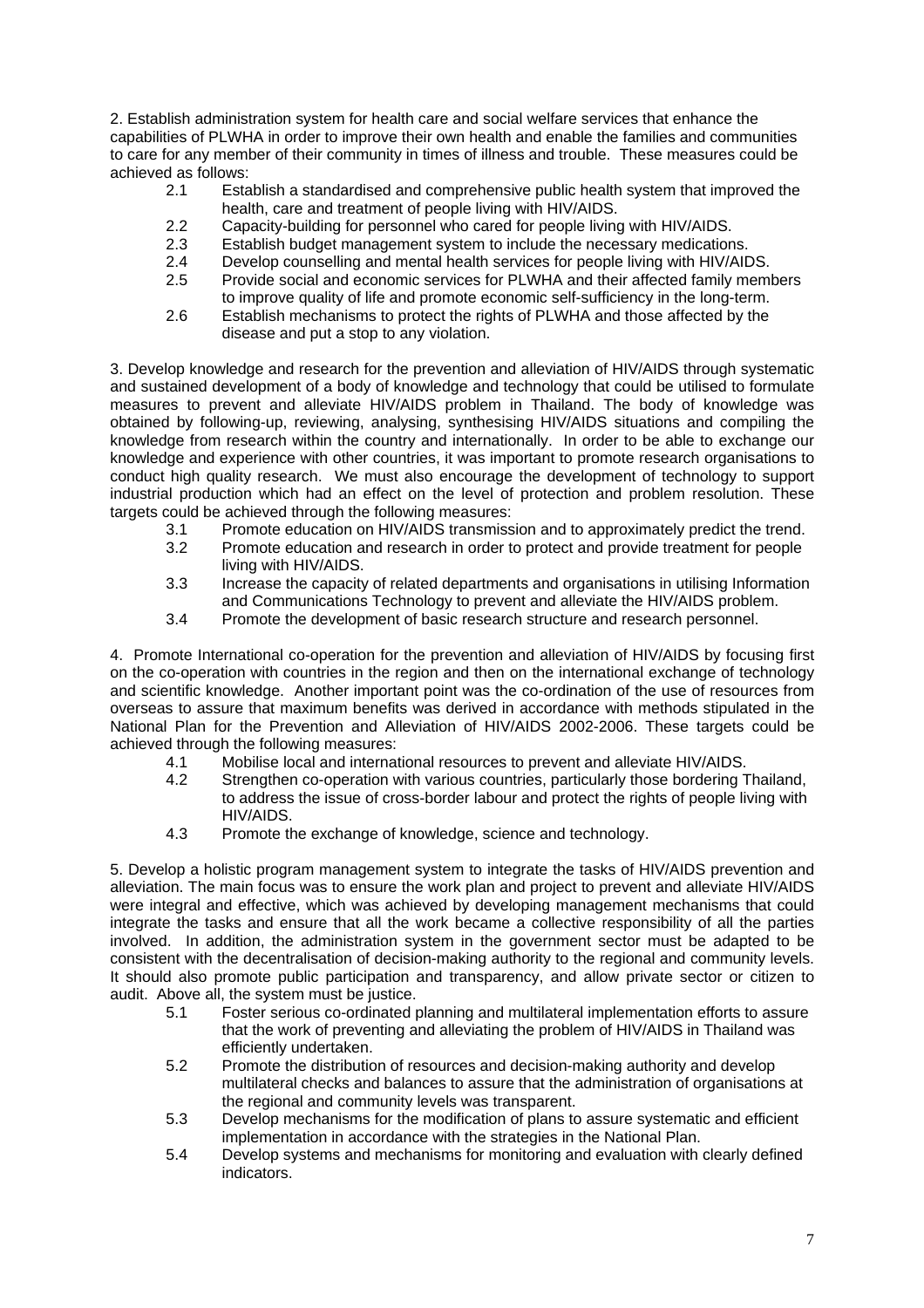2. Establish administration system for health care and social welfare services that enhance the capabilities of PLWHA in order to improve their own health and enable the families and communities to care for any member of their community in times of illness and trouble. These measures could be achieved as follows:

- 2.1 Establish a standardised and comprehensive public health system that improved the health, care and treatment of people living with HIV/AIDS.
- 2.2 Capacity-building for personnel who cared for people living with HIV/AIDS.
- 2.3 Establish budget management system to include the necessary medications.
- 2.4 Develop counselling and mental health services for people living with HIV/AIDS.
- 2.5 Provide social and economic services for PLWHA and their affected family members to improve quality of life and promote economic self-sufficiency in the long-term.
- 2.6 Establish mechanisms to protect the rights of PLWHA and those affected by the disease and put a stop to any violation.

3. Develop knowledge and research for the prevention and alleviation of HIV/AIDS through systematic and sustained development of a body of knowledge and technology that could be utilised to formulate measures to prevent and alleviate HIV/AIDS problem in Thailand. The body of knowledge was obtained by following-up, reviewing, analysing, synthesising HIV/AIDS situations and compiling the knowledge from research within the country and internationally. In order to be able to exchange our knowledge and experience with other countries, it was important to promote research organisations to conduct high quality research. We must also encourage the development of technology to support industrial production which had an effect on the level of protection and problem resolution. These targets could be achieved through the following measures:

- 3.1 Promote education on HIV/AIDS transmission and to approximately predict the trend.
- 3.2 Promote education and research in order to protect and provide treatment for people living with HIV/AIDS.
- 3.3 Increase the capacity of related departments and organisations in utilising Information and Communications Technology to prevent and alleviate the HIV/AIDS problem.
- 3.4 Promote the development of basic research structure and research personnel.

4. Promote International co-operation for the prevention and alleviation of HIV/AIDS by focusing first on the co-operation with countries in the region and then on the international exchange of technology and scientific knowledge. Another important point was the co-ordination of the use of resources from overseas to assure that maximum benefits was derived in accordance with methods stipulated in the National Plan for the Prevention and Alleviation of HIV/AIDS 2002-2006. These targets could be achieved through the following measures:

- 4.1 Mobilise local and international resources to prevent and alleviate HIV/AIDS.
- 4.2 Strengthen co-operation with various countries, particularly those bordering Thailand, to address the issue of cross-border labour and protect the rights of people living with HIV/AIDS.
- 4.3 Promote the exchange of knowledge, science and technology.

5. Develop a holistic program management system to integrate the tasks of HIV/AIDS prevention and alleviation. The main focus was to ensure the work plan and project to prevent and alleviate HIV/AIDS were integral and effective, which was achieved by developing management mechanisms that could integrate the tasks and ensure that all the work became a collective responsibility of all the parties involved. In addition, the administration system in the government sector must be adapted to be consistent with the decentralisation of decision-making authority to the regional and community levels. It should also promote public participation and transparency, and allow private sector or citizen to audit. Above all, the system must be justice.

- 5.1 Foster serious co-ordinated planning and multilateral implementation efforts to assure that the work of preventing and alleviating the problem of HIV/AIDS in Thailand was efficiently undertaken.
- 5.2 Promote the distribution of resources and decision-making authority and develop multilateral checks and balances to assure that the administration of organisations at the regional and community levels was transparent.
- 5.3 Develop mechanisms for the modification of plans to assure systematic and efficient implementation in accordance with the strategies in the National Plan.
- 5.4 Develop systems and mechanisms for monitoring and evaluation with clearly defined indicators.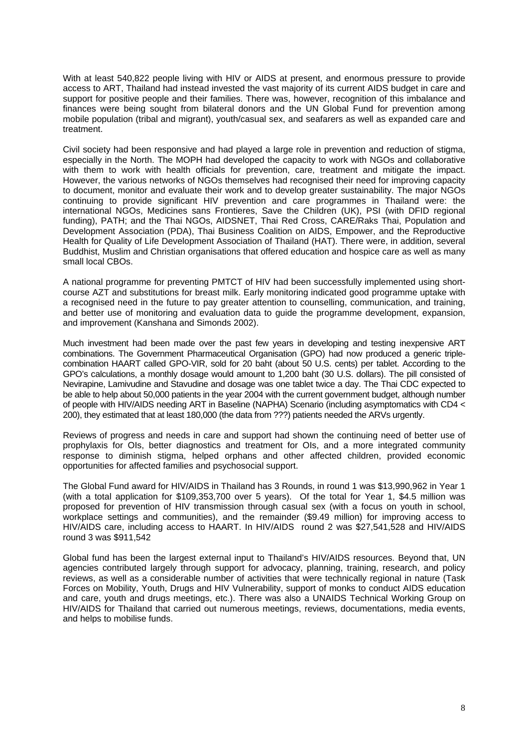With at least 540,822 people living with HIV or AIDS at present, and enormous pressure to provide access to ART, Thailand had instead invested the vast majority of its current AIDS budget in care and support for positive people and their families. There was, however, recognition of this imbalance and finances were being sought from bilateral donors and the UN Global Fund for prevention among mobile population (tribal and migrant), youth/casual sex, and seafarers as well as expanded care and treatment.

Civil society had been responsive and had played a large role in prevention and reduction of stigma, especially in the North. The MOPH had developed the capacity to work with NGOs and collaborative with them to work with health officials for prevention, care, treatment and mitigate the impact. However, the various networks of NGOs themselves had recognised their need for improving capacity to document, monitor and evaluate their work and to develop greater sustainability. The major NGOs continuing to provide significant HIV prevention and care programmes in Thailand were: the international NGOs, Medicines sans Frontieres, Save the Children (UK), PSI (with DFID regional funding), PATH; and the Thai NGOs, AIDSNET, Thai Red Cross, CARE/Raks Thai, Population and Development Association (PDA), Thai Business Coalition on AIDS, Empower, and the Reproductive Health for Quality of Life Development Association of Thailand (HAT). There were, in addition, several Buddhist, Muslim and Christian organisations that offered education and hospice care as well as many small local CBOs.

A national programme for preventing PMTCT of HIV had been successfully implemented using short-course AZT and substitutions for breast milk. Early monitoring indicated good programme uptake with a recognised need in the future to pay greater attention to counselling, communication, and training, and better use of monitoring and evaluation data to guide the programme development, expansion, and improvement (Kanshana and Simonds 2002).

Much investment had been made over the past few years in developing and testing inexpensive ART combinations. The Government Pharmaceutical Organisation (GPO) had now produced a generic triple-combination HAART called GPO-VIR, sold for 20 baht (about 50 U.S. cents) per tablet. According to the GPO's calculations, a monthly dosage would amount to 1,200 baht (30 U.S. dollars). The pill consisted of Nevirapine, Lamivudine and Stavudine and dosage was one tablet twice a day. The Thai CDC expected to be able to help about 50,000 patients in the year 2004 with the current government budget, although number of people with HIV/AIDS needing ART in Baseline (NAPHA) Scenario (including asymptomatics with CD4 < 200), they estimated that at least 180,000 (the data from ???) patients needed the ARVs urgently.

Reviews of progress and needs in care and support had shown the continuing need of better use of prophylaxis for OIs, better diagnostics and treatment for OIs, and a more integrated community response to diminish stigma, helped orphans and other affected children, provided economic opportunities for affected families and psychosocial support.

The Global Fund award for HIV/AIDS in Thailand has 3 Rounds, in round 1 was $13,990,962 in Year 1 (with a total application for $109,353,700 over 5 years). Of the total for Year 1, $4.5 million was proposed for prevention of HIV transmission through casual sex (with a focus on youth in school, workplace settings and communities), and the remainder ($9.49 million) for improving access to HIV/AIDS care, including access to HAART. In HIV/AIDS round 2 was $27,541,528 and HIV/AIDS round 3 was $911,542

Global fund has been the largest external input to Thailand's HIV/AIDS resources. Beyond that, UN agencies contributed largely through support for advocacy, planning, training, research, and policy reviews, as well as a considerable number of activities that were technically regional in nature (Task Forces on Mobility, Youth, Drugs and HIV Vulnerability, support of monks to conduct AIDS education and care, youth and drugs meetings, etc.). There was also a UNAIDS Technical Working Group on HIV/AIDS for Thailand that carried out numerous meetings, reviews, documentations, media events, and helps to mobilise funds.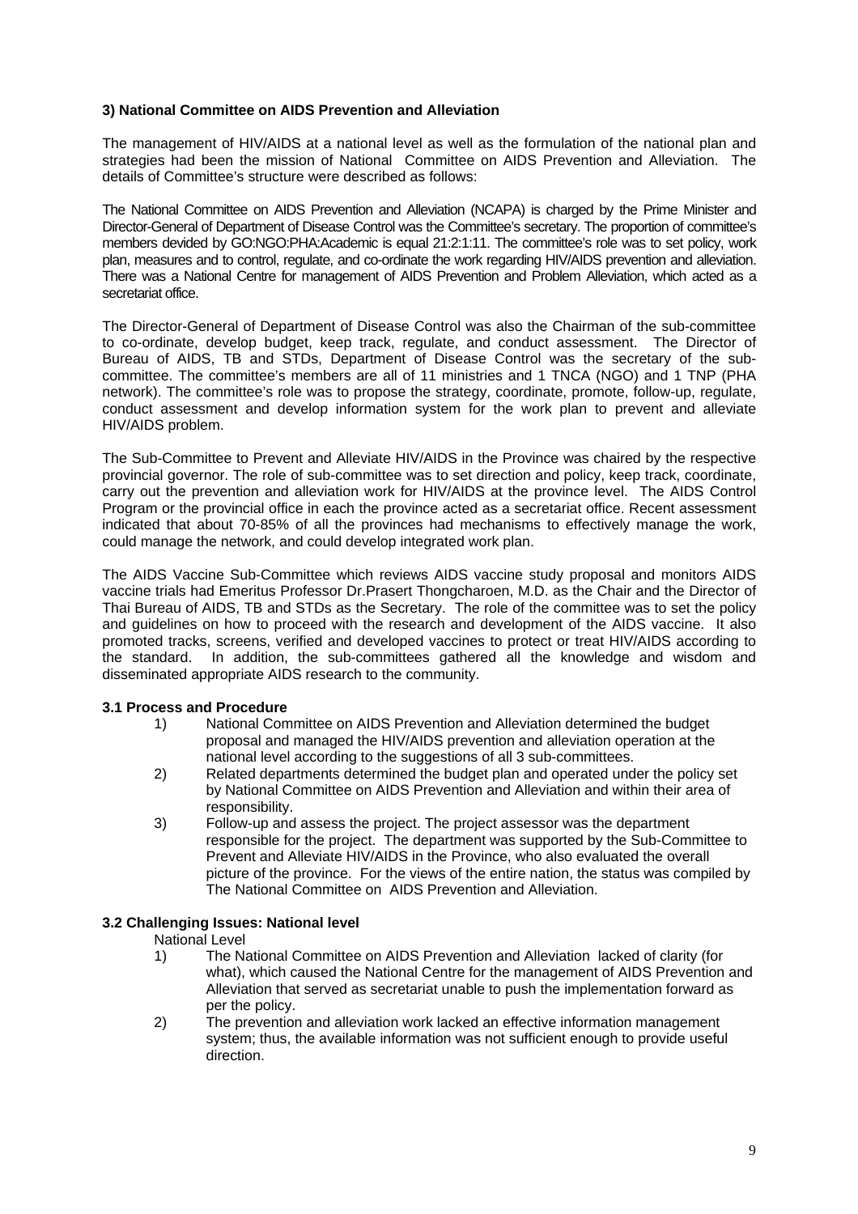### 3) National Committee on AIDS Prevention and Alleviation

The management of HIV/AIDS at a national level as well as the formulation of the national plan and strategies had been the mission of National Committee on AIDS Prevention and Alleviation. The details of Committee's structure were described as follows:

The National Committee on AIDS Prevention and Alleviation (NCAPA) is charged by the Prime Minister and Director-General of Department of Disease Control was the Committee's secretary. The proportion of committee's members devided by GO:NGO:PHA:Academic is equal 21:2:1:11. The committee's role was to set policy, work plan, measures and to control, regulate, and co-ordinate the work regarding HIV/AIDS prevention and alleviation. There was a National Centre for management of AIDS Prevention and Problem Alleviation, which acted as a secretariat office.

The Director-General of Department of Disease Control was also the Chairman of the sub-committee to co-ordinate, develop budget, keep track, regulate, and conduct assessment. The Director of Bureau of AIDS, TB and STDs, Department of Disease Control was the secretary of the sub-committee. The committee's members are all of 11 ministries and 1 TNCA (NGO) and 1 TNP (PHA network). The committee's role was to propose the strategy, coordinate, promote, follow-up, regulate, conduct assessment and develop information system for the work plan to prevent and alleviate HIV/AIDS problem.

The Sub-Committee to Prevent and Alleviate HIV/AIDS in the Province was chaired by the respective provincial governor. The role of sub-committee was to set direction and policy, keep track, coordinate, carry out the prevention and alleviation work for HIV/AIDS at the province level. The AIDS Control Program or the provincial office in each the province acted as a secretariat office. Recent assessment indicated that about 70-85% of all the provinces had mechanisms to effectively manage the work, could manage the network, and could develop integrated work plan.

The AIDS Vaccine Sub-Committee which reviews AIDS vaccine study proposal and monitors AIDS vaccine trials had Emeritus Professor Dr.Prasert Thongcharoen, M.D. as the Chair and the Director of Thai Bureau of AIDS, TB and STDs as the Secretary. The role of the committee was to set the policy and guidelines on how to proceed with the research and development of the AIDS vaccine. It also promoted tracks, screens, verified and developed vaccines to protect or treat HIV/AIDS according to the standard. In addition, the sub-committees gathered all the knowledge and wisdom and disseminated appropriate AIDS research to the community.

#### 3.1 Process and Procedure

1) National Committee on AIDS Prevention and Alleviation determined the budget proposal and managed the HIV/AIDS prevention and alleviation operation at the national level according to the suggestions of all 3 sub-committees.
2) Related departments determined the budget plan and operated under the policy set by National Committee on AIDS Prevention and Alleviation and within their area of responsibility.
3) Follow-up and assess the project. The project assessor was the department responsible for the project. The department was supported by the Sub-Committee to Prevent and Alleviate HIV/AIDS in the Province, who also evaluated the overall picture of the province. For the views of the entire nation, the status was compiled by The National Committee on AIDS Prevention and Alleviation.

#### 3.2 Challenging Issues: National level

National Level

1) The National Committee on AIDS Prevention and Alleviation lacked of clarity (for what), which caused the National Centre for the management of AIDS Prevention and Alleviation that served as secretariat unable to push the implementation forward as per the policy.
2) The prevention and alleviation work lacked an effective information management system; thus, the available information was not sufficient enough to provide useful direction.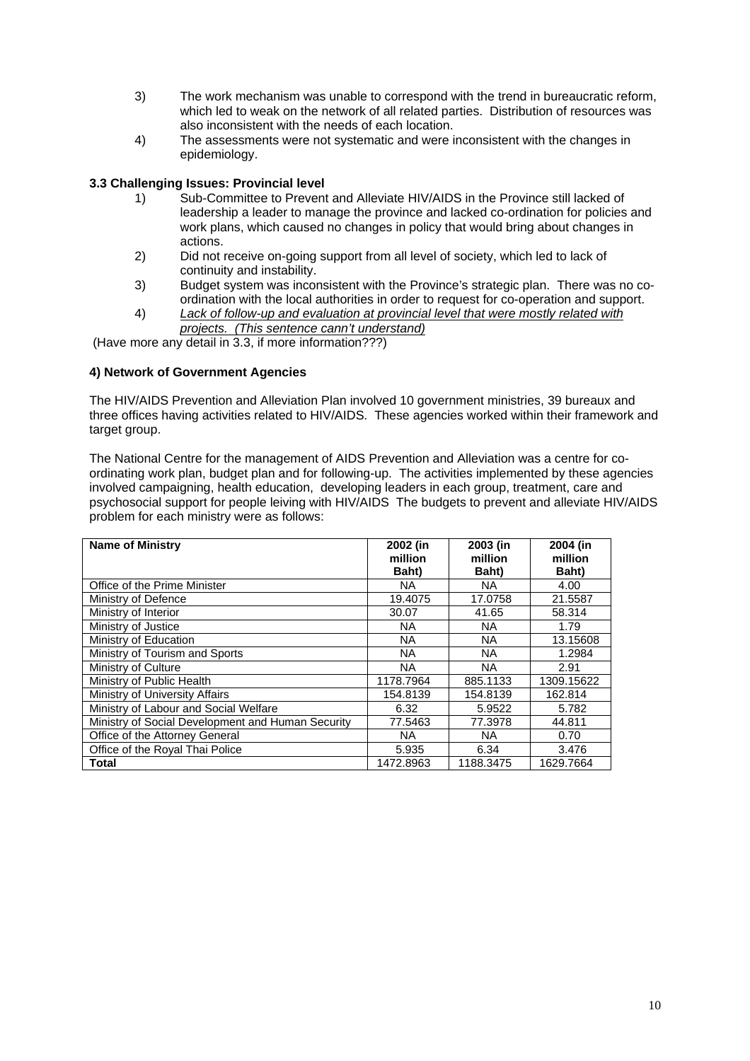3) The work mechanism was unable to correspond with the trend in bureaucratic reform, which led to weak on the network of all related parties. Distribution of resources was also inconsistent with the needs of each location.

4) The assessments were not systematic and were inconsistent with the changes in epidemiology.

### 3.3 Challenging Issues: Provincial level

1) Sub-Committee to Prevent and Alleviate HIV/AIDS in the Province still lacked of leadership a leader to manage the province and lacked co-ordination for policies and work plans, which caused no changes in policy that would bring about changes in actions.

2) Did not receive on-going support from all level of society, which led to lack of continuity and instability.

3) Budget system was inconsistent with the Province's strategic plan. There was no co-ordination with the local authorities in order to request for co-operation and support.

4) *Lack of follow-up and evaluation at provincial level that were mostly related with projects. (This sentence cann't understand)*

(Have more any detail in 3.3, if more information???)

### 4) Network of Government Agencies

The HIV/AIDS Prevention and Alleviation Plan involved 10 government ministries, 39 bureaux and three offices having activities related to HIV/AIDS. These agencies worked within their framework and target group.

The National Centre for the management of AIDS Prevention and Alleviation was a centre for co-ordinating work plan, budget plan and for following-up. The activities implemented by these agencies involved campaigning, health education, developing leaders in each group, treatment, care and psychosocial support for people leiving with HIV/AIDS The budgets to prevent and alleviate HIV/AIDS problem for each ministry were as follows:

| Name of Ministry | 2002 (in million Baht) | 2003 (in million Baht) | 2004 (in million Baht) |
|---|---|---|---|
| Office of the Prime Minister | NA | NA | 4.00 |
| Ministry of Defence | 19.4075 | 17.0758 | 21.5587 |
| Ministry of Interior | 30.07 | 41.65 | 58.314 |
| Ministry of Justice | NA | NA | 1.79 |
| Ministry of Education | NA | NA | 13.15608 |
| Ministry of Tourism and Sports | NA | NA | 1.2984 |
| Ministry of Culture | NA | NA | 2.91 |
| Ministry of Public Health | 1178.7964 | 885.1133 | 1309.15622 |
| Ministry of University Affairs | 154.8139 | 154.8139 | 162.814 |
| Ministry of Labour and Social Welfare | 6.32 | 5.9522 | 5.782 |
| Ministry of Social Development and Human Security | 77.5463 | 77.3978 | 44.811 |
| Office of the Attorney General | NA | NA | 0.70 |
| Office of the Royal Thai Police | 5.935 | 6.34 | 3.476 |
| **Total** | 1472.8963 | 1188.3475 | 1629.7664 |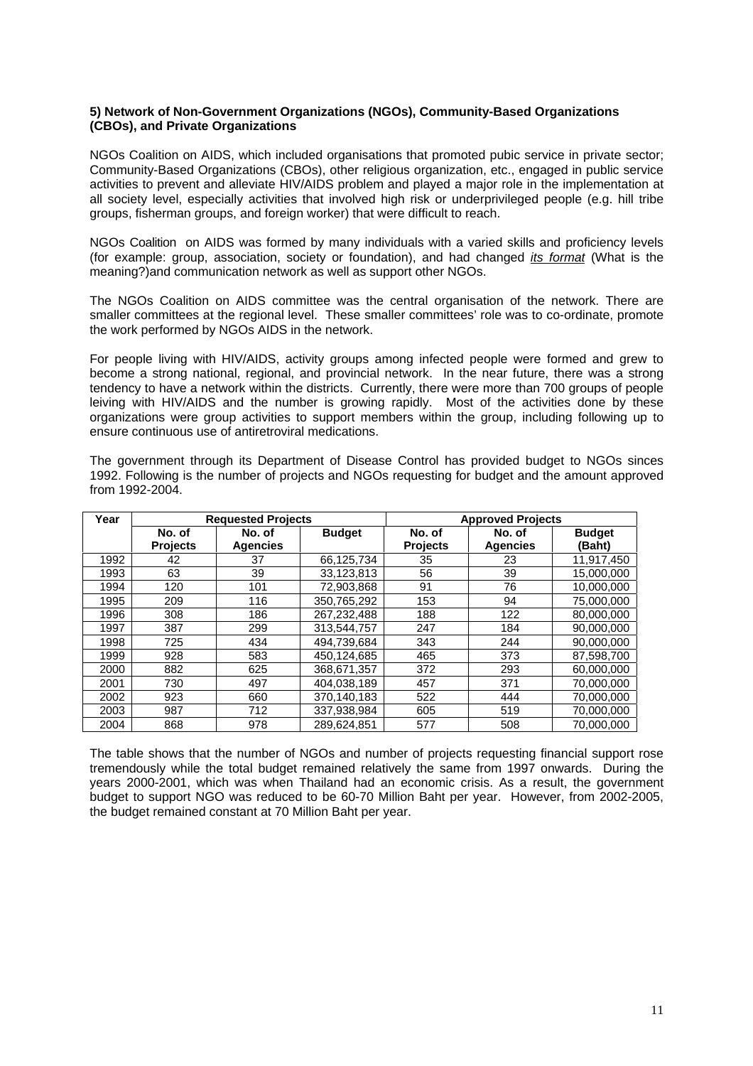**5) Network of Non-Government Organizations (NGOs), Community-Based Organizations (CBOs), and Private Organizations**

NGOs Coalition on AIDS, which included organisations that promoted pubic service in private sector; Community-Based Organizations (CBOs), other religious organization, etc., engaged in public service activities to prevent and alleviate HIV/AIDS problem and played a major role in the implementation at all society level, especially activities that involved high risk or underprivileged people (e.g. hill tribe groups, fisherman groups, and foreign worker) that were difficult to reach.

NGOs Coalition on AIDS was formed by many individuals with a varied skills and proficiency levels (for example: group, association, society or foundation), and had changed *its format* (What is the meaning?)and communication network as well as support other NGOs.

The NGOs Coalition on AIDS committee was the central organisation of the network. There are smaller committees at the regional level. These smaller committees' role was to co-ordinate, promote the work performed by NGOs AIDS in the network.

For people living with HIV/AIDS, activity groups among infected people were formed and grew to become a strong national, regional, and provincial network. In the near future, there was a strong tendency to have a network within the districts. Currently, there were more than 700 groups of people leiving with HIV/AIDS and the number is growing rapidly. Most of the activities done by these organizations were group activities to support members within the group, including following up to ensure continuous use of antiretroviral medications.

The government through its Department of Disease Control has provided budget to NGOs sinces 1992. Following is the number of projects and NGOs requesting for budget and the amount approved from 1992-2004.

| Year | Requested Projects | | | Approved Projects | | |
|---|---|---|---|---|---|---|
| | No. of Projects | No. of Agencies | Budget | No. of Projects | No. of Agencies | Budget (Baht) |
| 1992 | 42 | 37 | 66,125,734 | 35 | 23 | 11,917,450 |
| 1993 | 63 | 39 | 33,123,813 | 56 | 39 | 15,000,000 |
| 1994 | 120 | 101 | 72,903,868 | 91 | 76 | 10,000,000 |
| 1995 | 209 | 116 | 350,765,292 | 153 | 94 | 75,000,000 |
| 1996 | 308 | 186 | 267,232,488 | 188 | 122 | 80,000,000 |
| 1997 | 387 | 299 | 313,544,757 | 247 | 184 | 90,000,000 |
| 1998 | 725 | 434 | 494,739,684 | 343 | 244 | 90,000,000 |
| 1999 | 928 | 583 | 450,124,685 | 465 | 373 | 87,598,700 |
| 2000 | 882 | 625 | 368,671,357 | 372 | 293 | 60,000,000 |
| 2001 | 730 | 497 | 404,038,189 | 457 | 371 | 70,000,000 |
| 2002 | 923 | 660 | 370,140,183 | 522 | 444 | 70,000,000 |
| 2003 | 987 | 712 | 337,938,984 | 605 | 519 | 70,000,000 |
| 2004 | 868 | 978 | 289,624,851 | 577 | 508 | 70,000,000 |

The table shows that the number of NGOs and number of projects requesting financial support rose tremendously while the total budget remained relatively the same from 1997 onwards. During the years 2000-2001, which was when Thailand had an economic crisis. As a result, the government budget to support NGO was reduced to be 60-70 Million Baht per year. However, from 2002-2005, the budget remained constant at 70 Million Baht per year.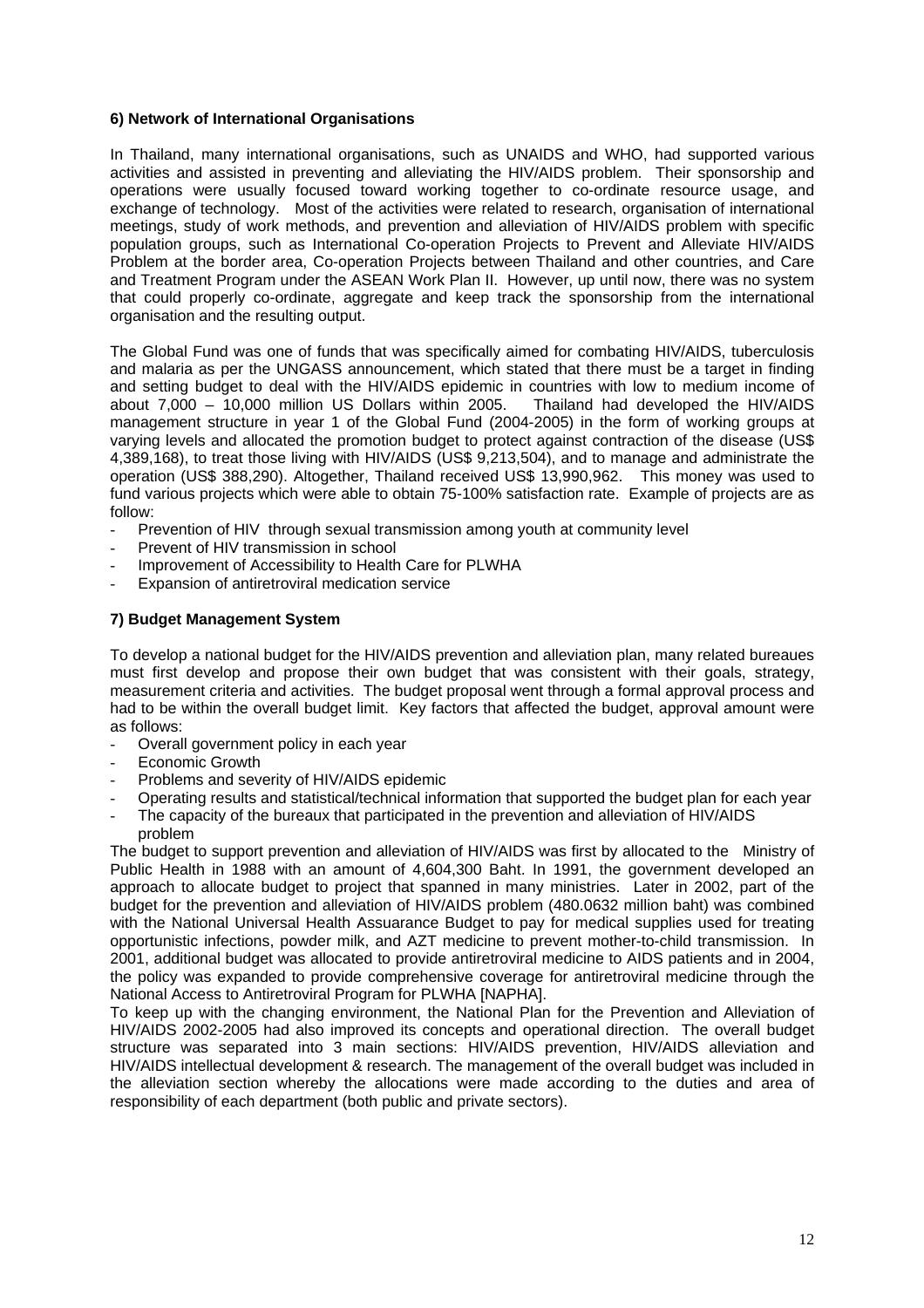**6) Network of International Organisations**

In Thailand, many international organisations, such as UNAIDS and WHO, had supported various activities and assisted in preventing and alleviating the HIV/AIDS problem. Their sponsorship and operations were usually focused toward working together to co-ordinate resource usage, and exchange of technology. Most of the activities were related to research, organisation of international meetings, study of work methods, and prevention and alleviation of HIV/AIDS problem with specific population groups, such as International Co-operation Projects to Prevent and Alleviate HIV/AIDS Problem at the border area, Co-operation Projects between Thailand and other countries, and Care and Treatment Program under the ASEAN Work Plan II. However, up until now, there was no system that could properly co-ordinate, aggregate and keep track the sponsorship from the international organisation and the resulting output.

The Global Fund was one of funds that was specifically aimed for combating HIV/AIDS, tuberculosis and malaria as per the UNGASS announcement, which stated that there must be a target in finding and setting budget to deal with the HIV/AIDS epidemic in countries with low to medium income of about 7,000 – 10,000 million US Dollars within 2005. Thailand had developed the HIV/AIDS management structure in year 1 of the Global Fund (2004-2005) in the form of working groups at varying levels and allocated the promotion budget to protect against contraction of the disease (US$ 4,389,168), to treat those living with HIV/AIDS (US$ 9,213,504), and to manage and administrate the operation (US$ 388,290). Altogether, Thailand received US$ 13,990,962. This money was used to fund various projects which were able to obtain 75-100% satisfaction rate. Example of projects are as follow:

- Prevention of HIV through sexual transmission among youth at community level
- Prevent of HIV transmission in school
- Improvement of Accessibility to Health Care for PLWHA
- Expansion of antiretroviral medication service

**7) Budget Management System**

To develop a national budget for the HIV/AIDS prevention and alleviation plan, many related bureaues must first develop and propose their own budget that was consistent with their goals, strategy, measurement criteria and activities. The budget proposal went through a formal approval process and had to be within the overall budget limit. Key factors that affected the budget, approval amount were as follows:

- Overall government policy in each year
- Economic Growth
- Problems and severity of HIV/AIDS epidemic
- Operating results and statistical/technical information that supported the budget plan for each year
- The capacity of the bureaux that participated in the prevention and alleviation of HIV/AIDS problem

The budget to support prevention and alleviation of HIV/AIDS was first by allocated to the Ministry of Public Health in 1988 with an amount of 4,604,300 Baht. In 1991, the government developed an approach to allocate budget to project that spanned in many ministries. Later in 2002, part of the budget for the prevention and alleviation of HIV/AIDS problem (480.0632 million baht) was combined with the National Universal Health Assuarance Budget to pay for medical supplies used for treating opportunistic infections, powder milk, and AZT medicine to prevent mother-to-child transmission. In 2001, additional budget was allocated to provide antiretroviral medicine to AIDS patients and in 2004, the policy was expanded to provide comprehensive coverage for antiretroviral medicine through the National Access to Antiretroviral Program for PLWHA [NAPHA].

To keep up with the changing environment, the National Plan for the Prevention and Alleviation of HIV/AIDS 2002-2005 had also improved its concepts and operational direction. The overall budget structure was separated into 3 main sections: HIV/AIDS prevention, HIV/AIDS alleviation and HIV/AIDS intellectual development & research. The management of the overall budget was included in the alleviation section whereby the allocations were made according to the duties and area of responsibility of each department (both public and private sectors).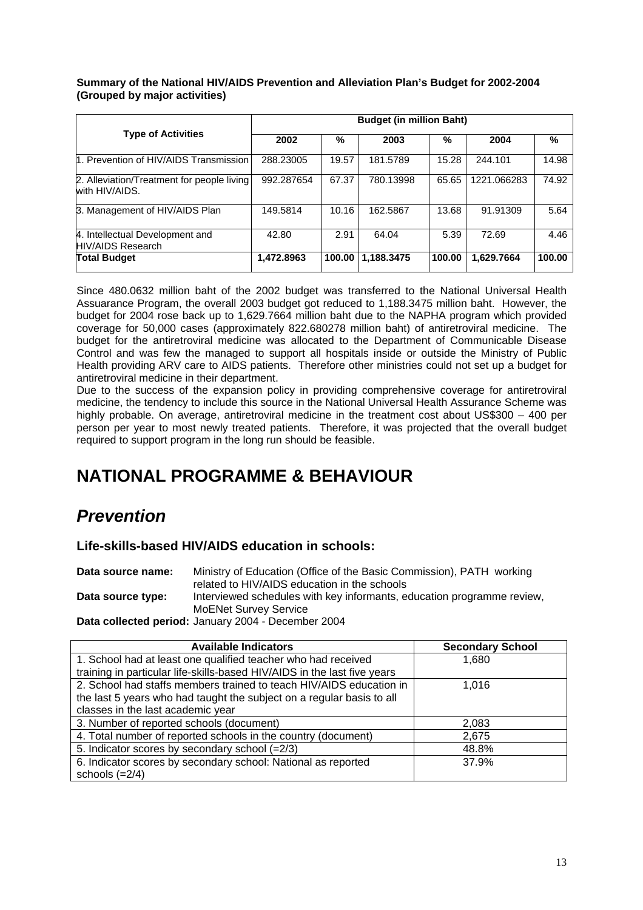**Summary of the National HIV/AIDS Prevention and Alleviation Plan's Budget for 2002-2004 (Grouped by major activities)**

| Type of Activities | Budget (in million Baht) | | | | | |
|---|---|---|---|---|---|---|
| | 2002 | % | 2003 | % | 2004 | % |
| 1. Prevention of HIV/AIDS Transmission | 288.23005 | 19.57 | 181.5789 | 15.28 | 244.101 | 14.98 |
| 2. Alleviation/Treatment for people living with HIV/AIDS. | 992.287654 | 67.37 | 780.13998 | 65.65 | 1221.066283 | 74.92 |
| 3. Management of HIV/AIDS Plan | 149.5814 | 10.16 | 162.5867 | 13.68 | 91.91309 | 5.64 |
| 4. Intellectual Development and HIV/AIDS Research | 42.80 | 2.91 | 64.04 | 5.39 | 72.69 | 4.46 |
| **Total Budget** | **1,472.8963** | **100.00** | **1,188.3475** | **100.00** | **1,629.7664** | **100.00** |

Since 480.0632 million baht of the 2002 budget was transferred to the National Universal Health Assuarance Program, the overall 2003 budget got reduced to 1,188.3475 million baht. However, the budget for 2004 rose back up to 1,629.7664 million baht due to the NAPHA program which provided coverage for 50,000 cases (approximately 822.680278 million baht) of antiretroviral medicine. The budget for the antiretroviral medicine was allocated to the Department of Communicable Disease Control and was few the managed to support all hospitals inside or outside the Ministry of Public Health providing ARV care to AIDS patients. Therefore other ministries could not set up a budget for antiretroviral medicine in their department.

Due to the success of the expansion policy in providing comprehensive coverage for antiretroviral medicine, the tendency to include this source in the National Universal Health Assurance Scheme was highly probable. On average, antiretroviral medicine in the treatment cost about US$300 – 400 per person per year to most newly treated patients. Therefore, it was projected that the overall budget required to support program in the long run should be feasible.

# NATIONAL PROGRAMME & BEHAVIOUR

## *Prevention*

### Life-skills-based HIV/AIDS education in schools:

**Data source name:** Ministry of Education (Office of the Basic Commission), PATH working related to HIV/AIDS education in the schools

**Data source type:** Interviewed schedules with key informants, education programme review, MoENet Survey Service

**Data collected period:** January 2004 - December 2004

| Available Indicators | Secondary School |
|---|---|
| 1. School had at least one qualified teacher who had received training in particular life-skills-based HIV/AIDS in the last five years | 1,680 |
| 2. School had staffs members trained to teach HIV/AIDS education in the last 5 years who had taught the subject on a regular basis to all classes in the last academic year | 1,016 |
| 3. Number of reported schools (document) | 2,083 |
| 4. Total number of reported schools in the country (document) | 2,675 |
| 5. Indicator scores by secondary school (=2/3) | 48.8% |
| 6. Indicator scores by secondary school: National as reported schools (=2/4) | 37.9% |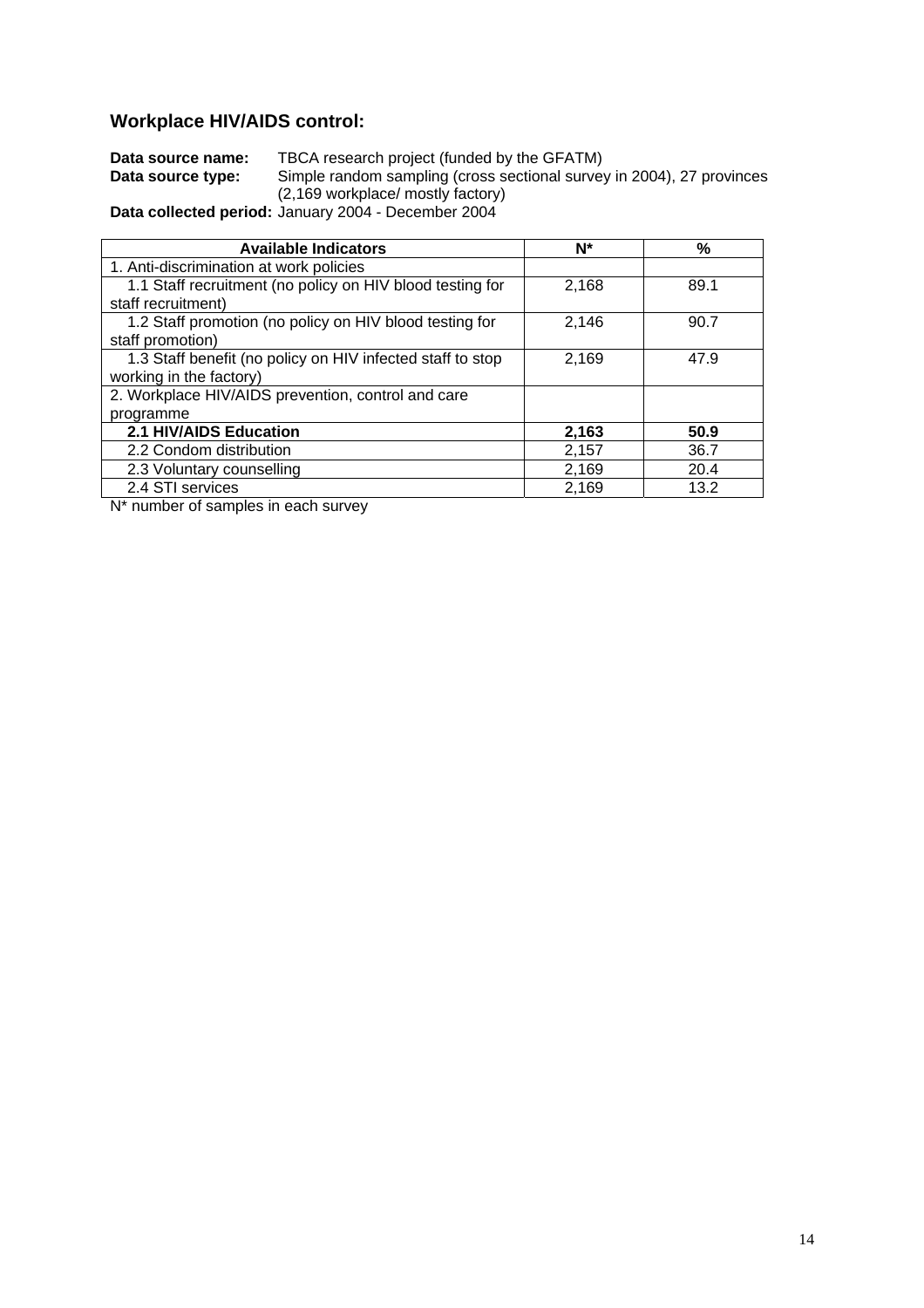## Workplace HIV/AIDS control:

**Data source name:** TBCA research project (funded by the GFATM)
**Data source type:** Simple random sampling (cross sectional survey in 2004), 27 provinces (2,169 workplace/ mostly factory)
**Data collected period:** January 2004 - December 2004

| Available Indicators | N* | % |
|---|---|---|
| 1. Anti-discrimination at work policies | | |
| 1.1 Staff recruitment (no policy on HIV blood testing for staff recruitment) | 2,168 | 89.1 |
| 1.2 Staff promotion (no policy on HIV blood testing for staff promotion) | 2,146 | 90.7 |
| 1.3 Staff benefit (no policy on HIV infected staff to stop working in the factory) | 2,169 | 47.9 |
| 2. Workplace HIV/AIDS prevention, control and care programme | | |
| **2.1 HIV/AIDS Education** | **2,163** | **50.9** |
| 2.2 Condom distribution | 2,157 | 36.7 |
| 2.3 Voluntary counselling | 2,169 | 20.4 |
| 2.4 STI services | 2,169 | 13.2 |

N* number of samples in each survey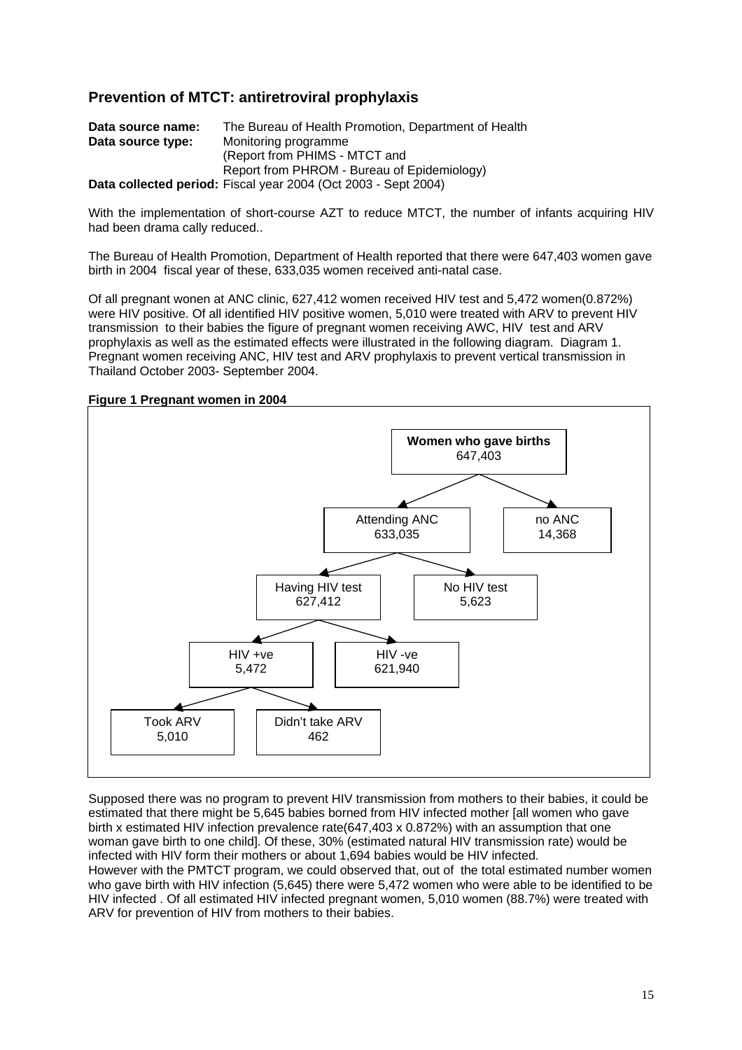## Prevention of MTCT: antiretroviral prophylaxis

**Data source name:** The Bureau of Health Promotion, Department of Health
**Data source type:** Monitoring programme
(Report from PHIMS - MTCT and
Report from PHROM - Bureau of Epidemiology)
**Data collected period:** Fiscal year 2004 (Oct 2003 - Sept 2004)

With the implementation of short-course AZT to reduce MTCT, the number of infants acquiring HIV had been drama cally reduced..

The Bureau of Health Promotion, Department of Health reported that there were 647,403 women gave birth in 2004 fiscal year of these, 633,035 women received anti-natal case.

Of all pregnant wonen at ANC clinic, 627,412 women received HIV test and 5,472 women(0.872%) were HIV positive. Of all identified HIV positive women, 5,010 were treated with ARV to prevent HIV transmission to their babies the figure of pregnant women receiving AWC, HIV test and ARV prophylaxis as well as the estimated effects were illustrated in the following diagram. Diagram 1. Pregnant women receiving ANC, HIV test and ARV prophylaxis to prevent vertical transmission in Thailand October 2003- September 2004.

**Figure 1 Pregnant women in 2004**

- **Women who gave births** 647,403
  - Attending ANC 633,035
    - Having HIV test 627,412
      - HIV +ve 5,472
        - Took ARV 5,010
        - Didn't take ARV 462
      - HIV -ve 621,940
    - No HIV test 5,623
  - no ANC 14,368

Supposed there was no program to prevent HIV transmission from mothers to their babies, it could be estimated that there might be 5,645 babies borned from HIV infected mother [all women who gave birth x estimated HIV infection prevalence rate(647,403 x 0.872%) with an assumption that one woman gave birth to one child]. Of these, 30% (estimated natural HIV transmission rate) would be infected with HIV form their mothers or about 1,694 babies would be HIV infected.
However with the PMTCT program, we could observed that, out of the total estimated number women who gave birth with HIV infection (5,645) there were 5,472 women who were able to be identified to be HIV infected . Of all estimated HIV infected pregnant women, 5,010 women (88.7%) were treated with ARV for prevention of HIV from mothers to their babies.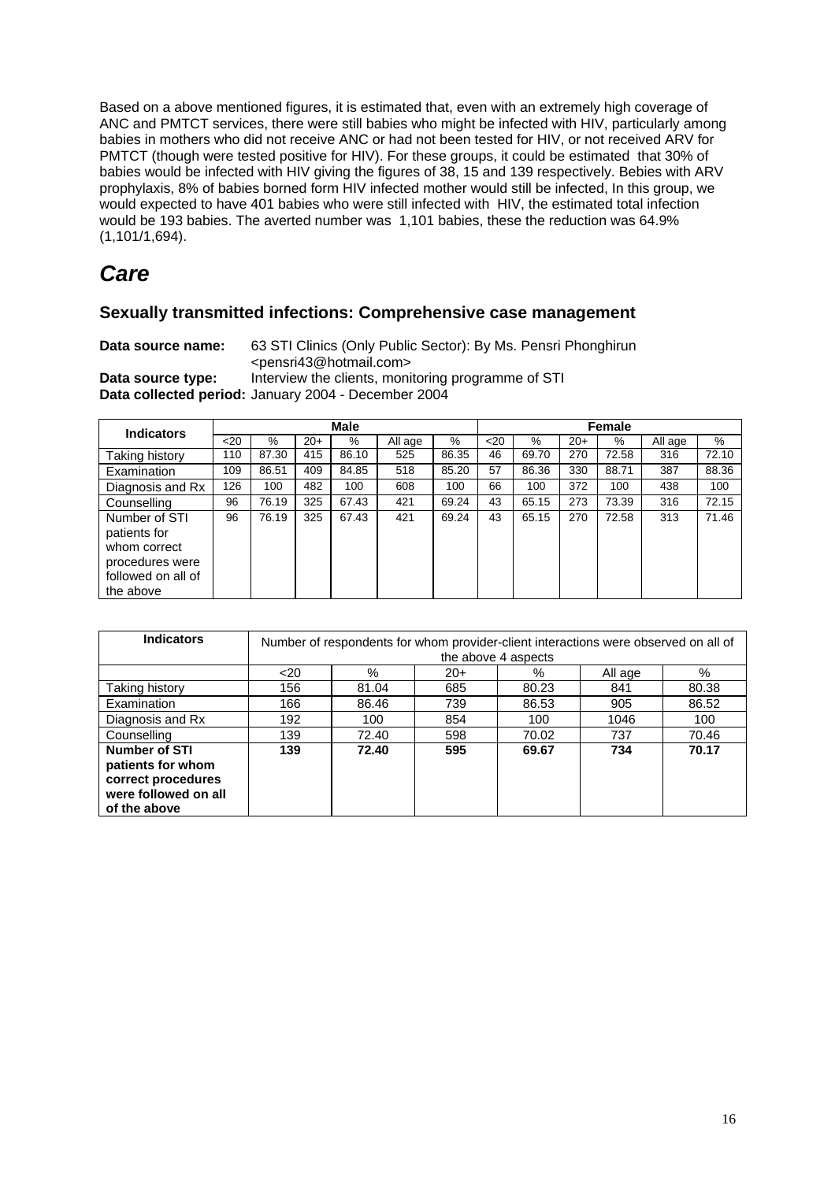Based on a above mentioned figures, it is estimated that, even with an extremely high coverage of ANC and PMTCT services, there were still babies who might be infected with HIV, particularly among babies in mothers who did not receive ANC or had not been tested for HIV, or not received ARV for PMTCT (though were tested positive for HIV). For these groups, it could be estimated that 30% of babies would be infected with HIV giving the figures of 38, 15 and 139 respectively. Bebies with ARV prophylaxis, 8% of babies borned form HIV infected mother would still be infected, In this group, we would expected to have 401 babies who were still infected with HIV, the estimated total infection would be 193 babies. The averted number was 1,101 babies, these the reduction was 64.9% (1,101/1,694).

# *Care*

## Sexually transmitted infections: Comprehensive case management

**Data source name:** 63 STI Clinics (Only Public Sector): By Ms. Pensri Phonghirun <pensri43@hotmail.com>
**Data source type:** Interview the clients, monitoring programme of STI
**Data collected period:** January 2004 - December 2004

| Indicators | Male | | | | | | Female | | | | | |
|---|---|---|---|---|---|---|---|---|---|---|---|---|
| | <20 | % | 20+ | % | All age | % | <20 | % | 20+ | % | All age | % |
| Taking history | 110 | 87.30 | 415 | 86.10 | 525 | 86.35 | 46 | 69.70 | 270 | 72.58 | 316 | 72.10 |
| Examination | 109 | 86.51 | 409 | 84.85 | 518 | 85.20 | 57 | 86.36 | 330 | 88.71 | 387 | 88.36 |
| Diagnosis and Rx | 126 | 100 | 482 | 100 | 608 | 100 | 66 | 100 | 372 | 100 | 438 | 100 |
| Counselling | 96 | 76.19 | 325 | 67.43 | 421 | 69.24 | 43 | 65.15 | 273 | 73.39 | 316 | 72.15 |
| Number of STI patients for whom correct procedures were followed on all of the above | 96 | 76.19 | 325 | 67.43 | 421 | 69.24 | 43 | 65.15 | 270 | 72.58 | 313 | 71.46 |

| Indicators | Number of respondents for whom provider-client interactions were observed on all of the above 4 aspects | | | | | |
|---|---|---|---|---|---|---|
| | <20 | % | 20+ | % | All age | % |
| Taking history | 156 | 81.04 | 685 | 80.23 | 841 | 80.38 |
| Examination | 166 | 86.46 | 739 | 86.53 | 905 | 86.52 |
| Diagnosis and Rx | 192 | 100 | 854 | 100 | 1046 | 100 |
| Counselling | 139 | 72.40 | 598 | 70.02 | 737 | 70.46 |
| **Number of STI patients for whom correct procedures were followed on all of the above** | **139** | **72.40** | **595** | **69.67** | **734** | **70.17** |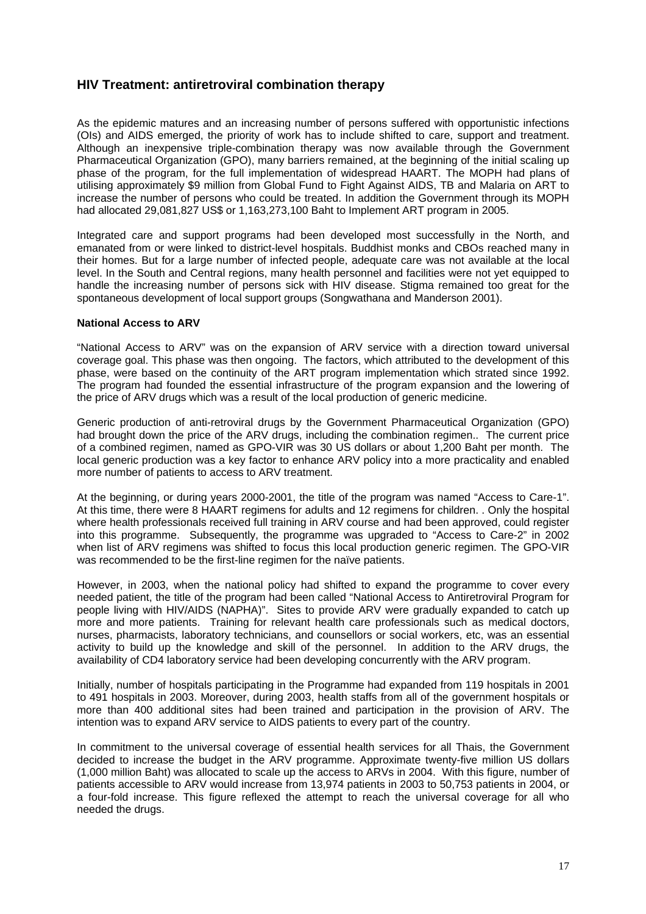## HIV Treatment: antiretroviral combination therapy

As the epidemic matures and an increasing number of persons suffered with opportunistic infections (OIs) and AIDS emerged, the priority of work has to include shifted to care, support and treatment. Although an inexpensive triple-combination therapy was now available through the Government Pharmaceutical Organization (GPO), many barriers remained, at the beginning of the initial scaling up phase of the program, for the full implementation of widespread HAART. The MOPH had plans of utilising approximately $9 million from Global Fund to Fight Against AIDS, TB and Malaria on ART to increase the number of persons who could be treated. In addition the Government through its MOPH had allocated 29,081,827 US$ or 1,163,273,100 Baht to Implement ART program in 2005.

Integrated care and support programs had been developed most successfully in the North, and emanated from or were linked to district-level hospitals. Buddhist monks and CBOs reached many in their homes. But for a large number of infected people, adequate care was not available at the local level. In the South and Central regions, many health personnel and facilities were not yet equipped to handle the increasing number of persons sick with HIV disease. Stigma remained too great for the spontaneous development of local support groups (Songwathana and Manderson 2001).

**National Access to ARV**

"National Access to ARV" was on the expansion of ARV service with a direction toward universal coverage goal. This phase was then ongoing. The factors, which attributed to the development of this phase, were based on the continuity of the ART program implementation which strated since 1992. The program had founded the essential infrastructure of the program expansion and the lowering of the price of ARV drugs which was a result of the local production of generic medicine.

Generic production of anti-retroviral drugs by the Government Pharmaceutical Organization (GPO) had brought down the price of the ARV drugs, including the combination regimen.. The current price of a combined regimen, named as GPO-VIR was 30 US dollars or about 1,200 Baht per month. The local generic production was a key factor to enhance ARV policy into a more practicality and enabled more number of patients to access to ARV treatment.

At the beginning, or during years 2000-2001, the title of the program was named "Access to Care-1". At this time, there were 8 HAART regimens for adults and 12 regimens for children. . Only the hospital where health professionals received full training in ARV course and had been approved, could register into this programme. Subsequently, the programme was upgraded to "Access to Care-2" in 2002 when list of ARV regimens was shifted to focus this local production generic regimen. The GPO-VIR was recommended to be the first-line regimen for the naïve patients.

However, in 2003, when the national policy had shifted to expand the programme to cover every needed patient, the title of the program had been called "National Access to Antiretroviral Program for people living with HIV/AIDS (NAPHA)". Sites to provide ARV were gradually expanded to catch up more and more patients. Training for relevant health care professionals such as medical doctors, nurses, pharmacists, laboratory technicians, and counsellors or social workers, etc, was an essential activity to build up the knowledge and skill of the personnel. In addition to the ARV drugs, the availability of CD4 laboratory service had been developing concurrently with the ARV program.

Initially, number of hospitals participating in the Programme had expanded from 119 hospitals in 2001 to 491 hospitals in 2003. Moreover, during 2003, health staffs from all of the government hospitals or more than 400 additional sites had been trained and participation in the provision of ARV. The intention was to expand ARV service to AIDS patients to every part of the country.

In commitment to the universal coverage of essential health services for all Thais, the Government decided to increase the budget in the ARV programme. Approximate twenty-five million US dollars (1,000 million Baht) was allocated to scale up the access to ARVs in 2004. With this figure, number of patients accessible to ARV would increase from 13,974 patients in 2003 to 50,753 patients in 2004, or a four-fold increase. This figure reflexed the attempt to reach the universal coverage for all who needed the drugs.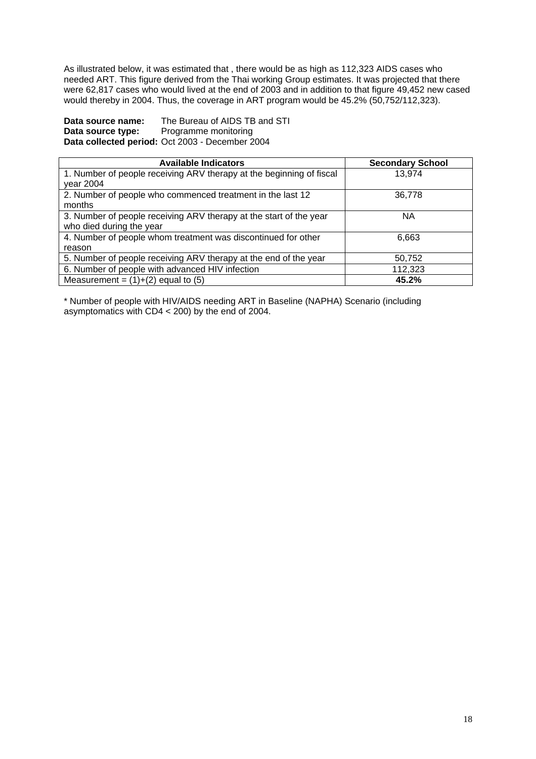As illustrated below, it was estimated that , there would be as high as 112,323 AIDS cases who needed ART. This figure derived from the Thai working Group estimates. It was projected that there were 62,817 cases who would lived at the end of 2003 and in addition to that figure 49,452 new cased would thereby in 2004. Thus, the coverage in ART program would be 45.2% (50,752/112,323).

**Data source name:** The Bureau of AIDS TB and STI
**Data source type:** Programme monitoring
**Data collected period:** Oct 2003 - December 2004

| Available Indicators | Secondary School |
|---|---|
| 1. Number of people receiving ARV therapy at the beginning of fiscal year 2004 | 13,974 |
| 2. Number of people who commenced treatment in the last 12 months | 36,778 |
| 3. Number of people receiving ARV therapy at the start of the year who died during the year | NA |
| 4. Number of people whom treatment was discontinued for other reason | 6,663 |
| 5. Number of people receiving ARV therapy at the end of the year | 50,752 |
| 6. Number of people with advanced HIV infection | 112,323 |
| Measurement = (1)+(2) equal to (5) | **45.2%** |

* Number of people with HIV/AIDS needing ART in Baseline (NAPHA) Scenario (including asymptomatics with CD4 < 200) by the end of 2004.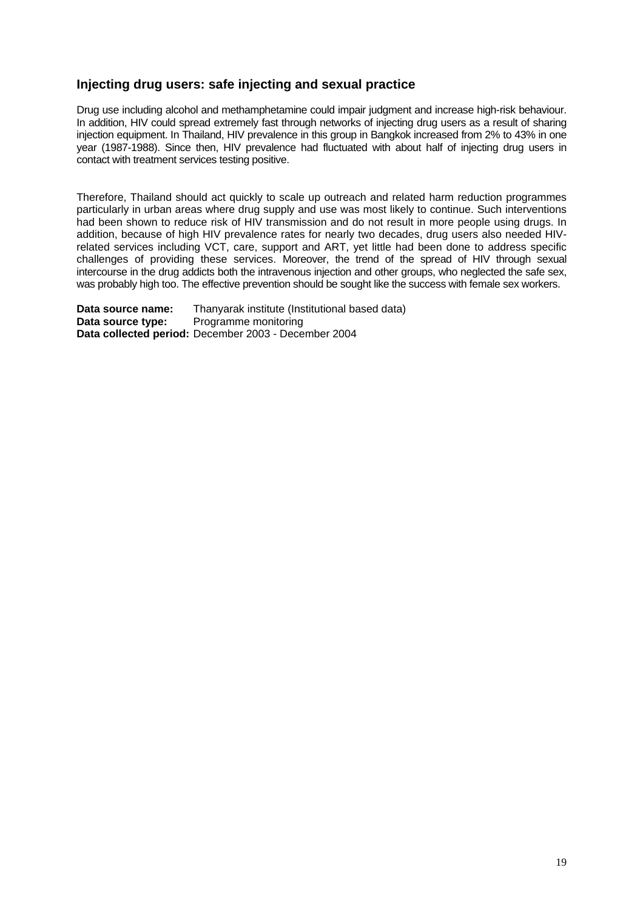## Injecting drug users: safe injecting and sexual practice

Drug use including alcohol and methamphetamine could impair judgment and increase high-risk behaviour. In addition, HIV could spread extremely fast through networks of injecting drug users as a result of sharing injection equipment. In Thailand, HIV prevalence in this group in Bangkok increased from 2% to 43% in one year (1987-1988). Since then, HIV prevalence had fluctuated with about half of injecting drug users in contact with treatment services testing positive.

Therefore, Thailand should act quickly to scale up outreach and related harm reduction programmes particularly in urban areas where drug supply and use was most likely to continue. Such interventions had been shown to reduce risk of HIV transmission and do not result in more people using drugs. In addition, because of high HIV prevalence rates for nearly two decades, drug users also needed HIV-related services including VCT, care, support and ART, yet little had been done to address specific challenges of providing these services. Moreover, the trend of the spread of HIV through sexual intercourse in the drug addicts both the intravenous injection and other groups, who neglected the safe sex, was probably high too. The effective prevention should be sought like the success with female sex workers.

**Data source name:** Thanyarak institute (Institutional based data)
**Data source type:** Programme monitoring
**Data collected period:** December 2003 - December 2004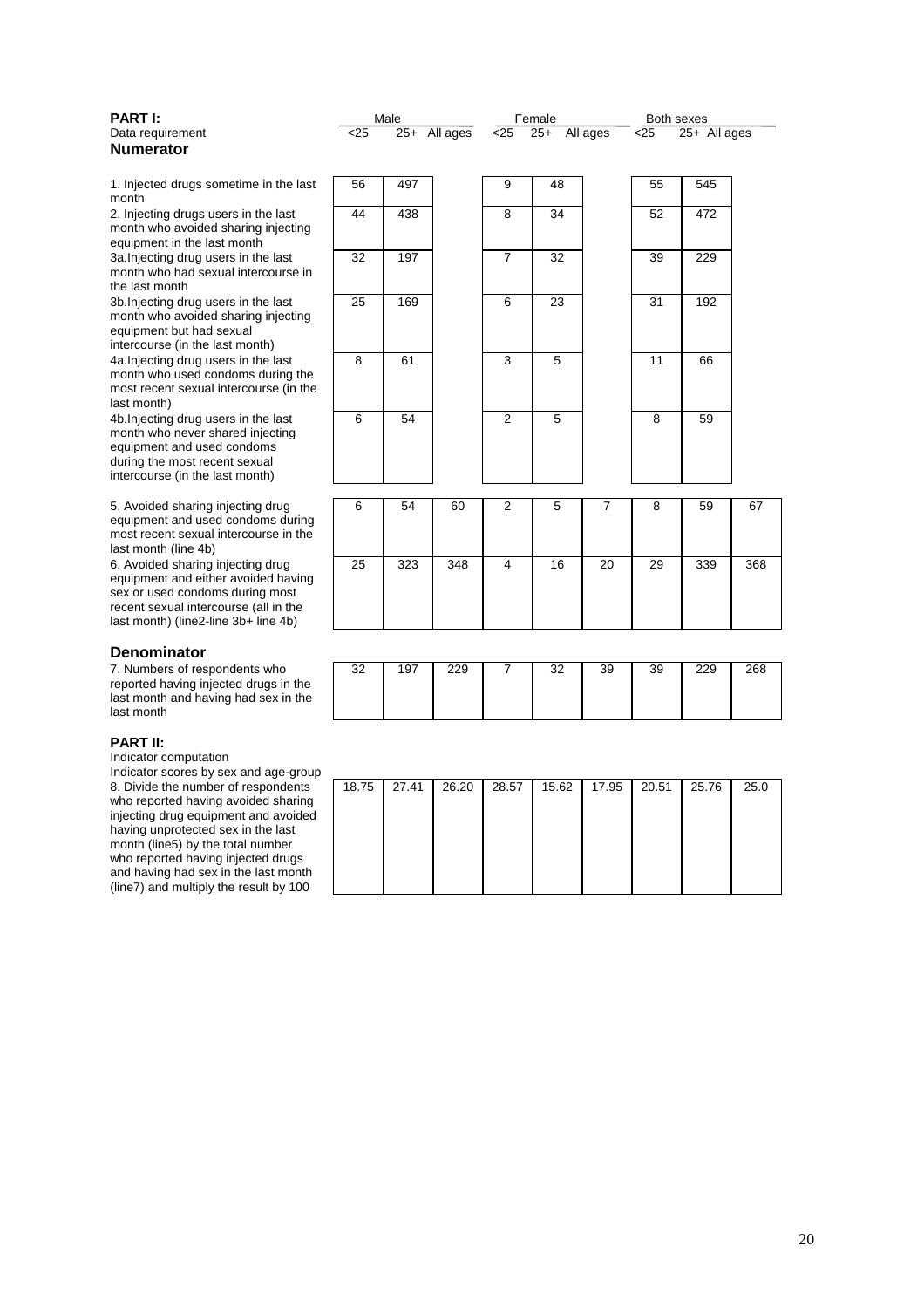**PART I:**

Data requirement

**Numerator**

| Data requirement | Male <25 | Male 25+ | Male All ages | Female <25 | Female 25+ | Female All ages | Both sexes <25 | Both sexes 25+ | Both sexes All ages |
|---|---|---|---|---|---|---|---|---|---|
| 1. Injected drugs sometime in the last month | 56 | 497 | | 9 | 48 | | 55 | 545 | |
| 2. Injecting drugs users in the last month who avoided sharing injecting equipment in the last month | 44 | 438 | | 8 | 34 | | 52 | 472 | |
| 3a.Injecting drug users in the last month who had sexual intercourse in the last month | 32 | 197 | | 7 | 32 | | 39 | 229 | |
| 3b.Injecting drug users in the last month who avoided sharing injecting equipment but had sexual intercourse (in the last month) | 25 | 169 | | 6 | 23 | | 31 | 192 | |
| 4a.Injecting drug users in the last month who used condoms during the most recent sexual intercourse (in the last month) | 8 | 61 | | 3 | 5 | | 11 | 66 | |
| 4b.Injecting drug users in the last month who never shared injecting equipment and used condoms during the most recent sexual intercourse (in the last month) | 6 | 54 | | 2 | 5 | | 8 | 59 | |
| 5. Avoided sharing injecting drug equipment and used condoms during most recent sexual intercourse in the last month (line 4b) | 6 | 54 | 60 | 2 | 5 | 7 | 8 | 59 | 67 |
| 6. Avoided sharing injecting drug equipment and either avoided having sex or used condoms during most recent sexual intercourse (all in the last month) (line2-line 3b+ line 4b) | 25 | 323 | 348 | 4 | 16 | 20 | 29 | 339 | 368 |

**Denominator**

| Data requirement | Male <25 | Male 25+ | Male All ages | Female <25 | Female 25+ | Female All ages | Both sexes <25 | Both sexes 25+ | Both sexes All ages |
|---|---|---|---|---|---|---|---|---|---|
| 7. Numbers of respondents who reported having injected drugs in the last month and having had sex in the last month | 32 | 197 | 229 | 7 | 32 | 39 | 39 | 229 | 268 |

**PART II:**

Indicator computation

Indicator scores by sex and age-group

| Indicator computation | Male <25 | Male 25+ | Male All ages | Female <25 | Female 25+ | Female All ages | Both sexes <25 | Both sexes 25+ | Both sexes All ages |
|---|---|---|---|---|---|---|---|---|---|
| 8. Divide the number of respondents who reported having avoided sharing injecting drug equipment and avoided having unprotected sex in the last month (line5) by the total number who reported having injected drugs and having had sex in the last month (line7) and multiply the result by 100 | 18.75 | 27.41 | 26.20 | 28.57 | 15.62 | 17.95 | 20.51 | 25.76 | 25.0 |